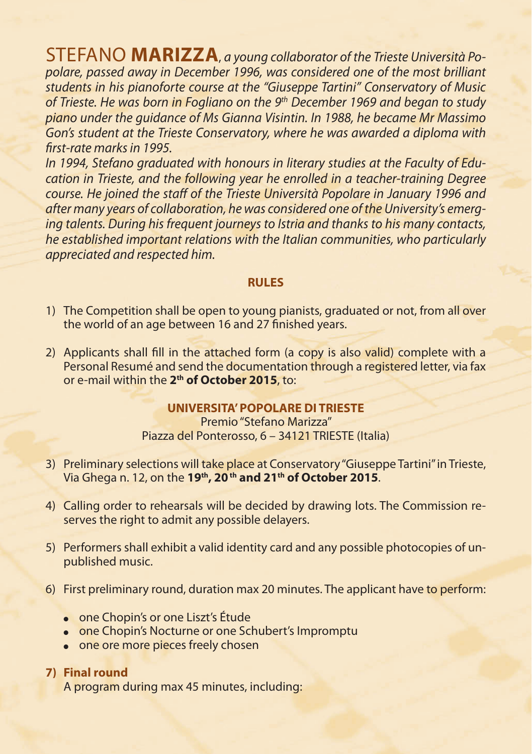STEFANO **MARIZZA**, *a young collaborator of the Trieste Università Popolare, passed away in December 1996, was considered one of the most brilliant students in his pianoforte course at the "Giuseppe Tartini" Conservatory of Music of Trieste. He was born in Fogliano on the 9th December 1969 and began to study piano under the guidance of Ms Gianna Visintin. In 1988, he became Mr Massimo Gon's student at the Trieste Conservatory, where he was awarded a diploma with first-rate marks in 1995.*

*In 1994, Stefano graduated with honours in literary studies at the Faculty of Education in Trieste, and the following year he enrolled in a teacher-training Degree course. He joined the staff of the Trieste Università Popolare in January 1996 and after many years of collaboration, he was considered one of the University's emerging talents. During his frequent journeys to Istria and thanks to his many contacts, he established important relations with the Italian communities, who particularly appreciated and respected him.*

## RULES

1) The Competition shall be open to young pianists, graduated or not, from all over the world of an age between 16 and 27 finished years.

2) Applicants shall fill in the attached form (a copy is also valid) complete with a Personal Resumé and send the documentation through a registered letter, via fax or e-mail within the **2th of October 2015**, to:

   **UNIVERSITA' POPOLARE DI TRIESTE**
   Premio "Stefano Marizza"
   Piazza del Ponterosso, 6 – 34121 TRIESTE (Italia)

3) Preliminary selections will take place at Conservatory "Giuseppe Tartini" in Trieste, Via Ghega n. 12, on the **19th, 20th and 21th of October 2015**.

4) Calling order to rehearsals will be decided by drawing lots. The Commission reserves the right to admit any possible delayers.

5) Performers shall exhibit a valid identity card and any possible photocopies of unpublished music.

6) First preliminary round, duration max 20 minutes. The applicant have to perform:
   - one Chopin's or one Liszt's Étude
   - one Chopin's Nocturne or one Schubert's Impromptu
   - one ore more pieces freely chosen

7) **Final round**
   A program during max 45 minutes, including: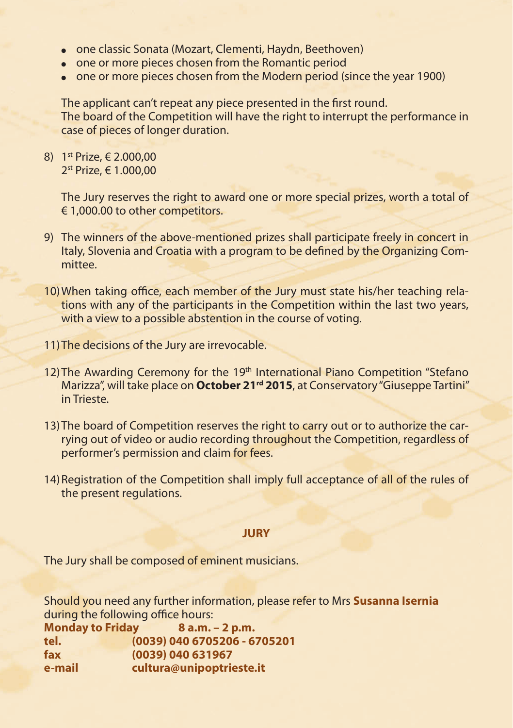- one classic Sonata (Mozart, Clementi, Haydn, Beethoven)
- one or more pieces chosen from the Romantic period
- one or more pieces chosen from the Modern period (since the year 1900)

The applicant can't repeat any piece presented in the first round.
The board of the Competition will have the right to interrupt the performance in case of pieces of longer duration.

8) 1st Prize, € 2.000,00
   2st Prize, € 1.000,00

   The Jury reserves the right to award one or more special prizes, worth a total of € 1,000.00 to other competitors.

9) The winners of the above-mentioned prizes shall participate freely in concert in Italy, Slovenia and Croatia with a program to be defined by the Organizing Committee.

10) When taking office, each member of the Jury must state his/her teaching relations with any of the participants in the Competition within the last two years, with a view to a possible abstention in the course of voting.

11) The decisions of the Jury are irrevocable.

12) The Awarding Ceremony for the 19th International Piano Competition "Stefano Marizza", will take place on **October 21rd 2015**, at Conservatory "Giuseppe Tartini" in Trieste.

13) The board of Competition reserves the right to carry out or to authorize the carrying out of video or audio recording throughout the Competition, regardless of performer's permission and claim for fees.

14) Registration of the Competition shall imply full acceptance of all of the rules of the present regulations.

## JURY

The Jury shall be composed of eminent musicians.

Should you need any further information, please refer to Mrs **Susanna Isernia** during the following office hours:

| | |
|---|---|
| **Monday to Friday** | **8 a.m. – 2 p.m.** |
| **tel.** | **(0039) 040 6705206 - 6705201** |
| **fax** | **(0039) 040 631967** |
| **e-mail** | **cultura@unipoptrieste.it** |